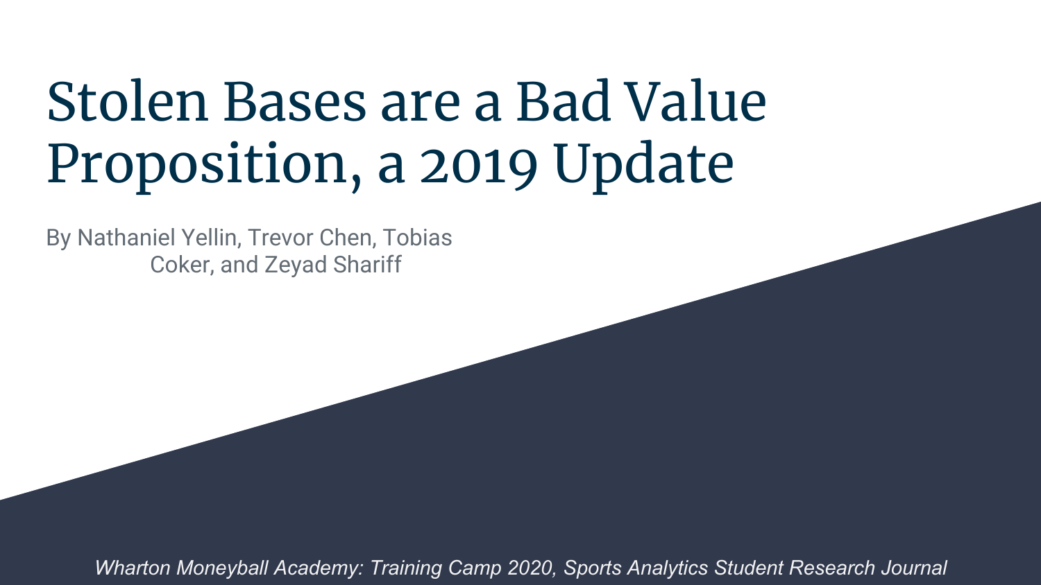# Stolen Bases are a Bad Value Proposition, a 2019 Update

By Nathaniel Yellin, Trevor Chen, Tobias Coker, and Zeyad Shariff

*Wharton Moneyball Academy: Training Camp 2020, Sports Analytics Student Research Journal*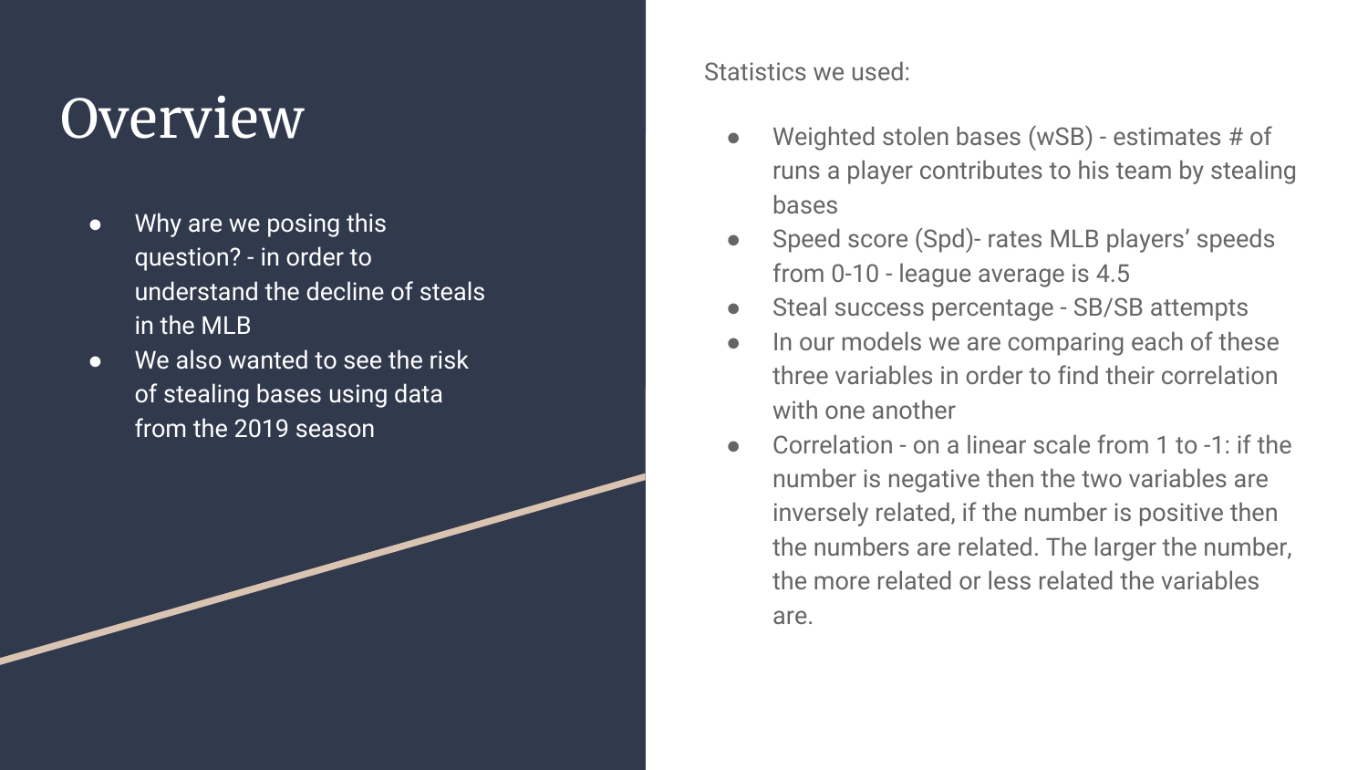# Overview

- Why are we posing this question? - in order to understand the decline of steals in the MLB
- We also wanted to see the risk of stealing bases using data from the 2019 season

Statistics we used:

- Weighted stolen bases (wSB) - estimates # of runs a player contributes to his team by stealing bases
- Speed score (Spd)- rates MLB players' speeds from 0-10 - league average is 4.5
- Steal success percentage - SB/SB attempts
- In our models we are comparing each of these three variables in order to find their correlation with one another
- Correlation - on a linear scale from 1 to -1: if the number is negative then the two variables are inversely related, if the number is positive then the numbers are related. The larger the number, the more related or less related the variables are.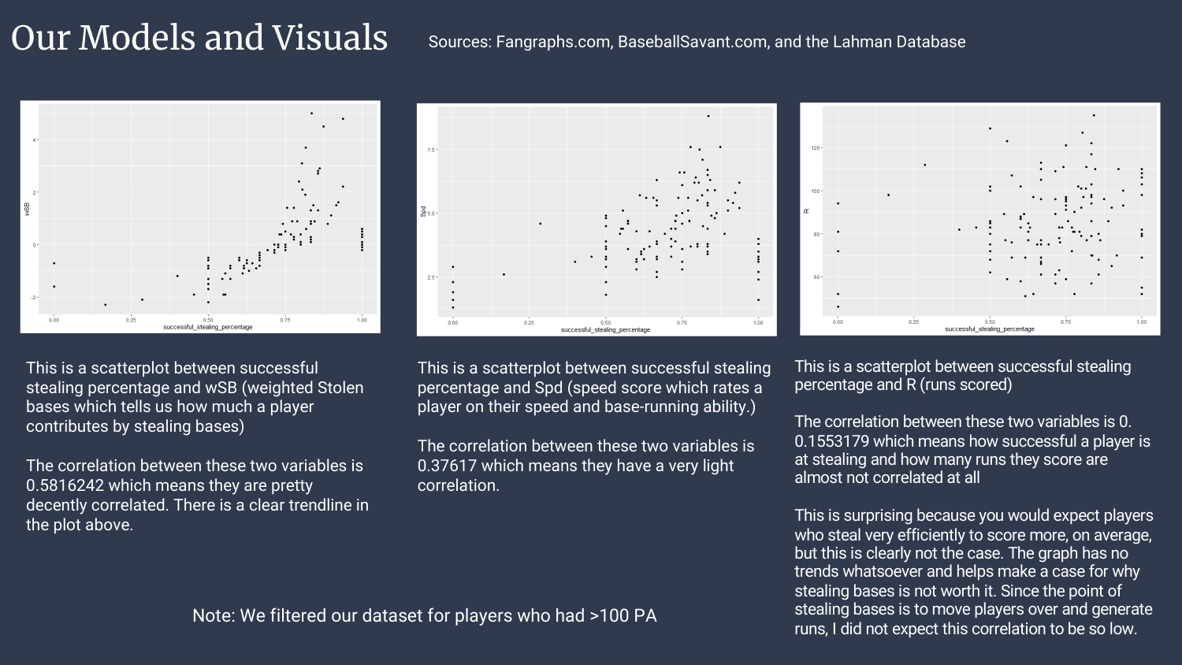# Our Models and Visuals

Sources: Fangraphs.com, BaseballSavant.com, and the Lahman Database

This is a scatterplot between successful stealing percentage and wSB (weighted Stolen bases which tells us how much a player contributes by stealing bases)

The correlation between these two variables is 0.5816242 which means they are pretty decently correlated. There is a clear trendline in the plot above.

This is a scatterplot between successful stealing percentage and Spd (speed score which rates a player on their speed and base-running ability.)

The correlation between these two variables is 0.37617 which means they have a very light correlation.

This is a scatterplot between successful stealing percentage and R (runs scored)

The correlation between these two variables is 0. 0.1553179 which means how successful a player is at stealing and how many runs they score are almost not correlated at all

This is surprising because you would expect players who steal very efficiently to score more, on average, but this is clearly not the case. The graph has no trends whatsoever and helps make a case for why stealing bases is not worth it. Since the point of stealing bases is to move players over and generate runs, I did not expect this correlation to be so low.

Note: We filtered our dataset for players who had >100 PA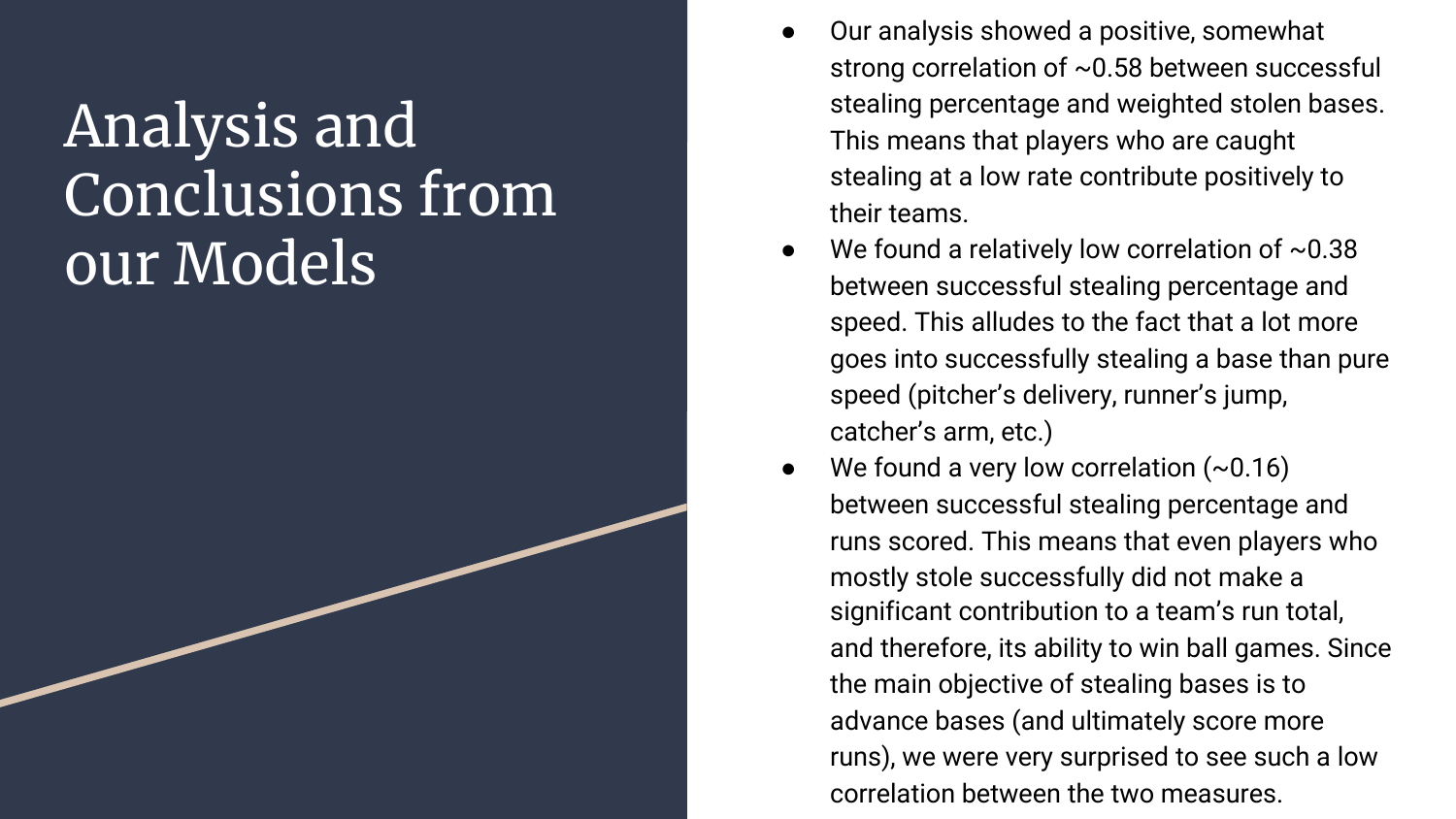# Analysis and Conclusions from our Models

- Our analysis showed a positive, somewhat strong correlation of ~0.58 between successful stealing percentage and weighted stolen bases. This means that players who are caught stealing at a low rate contribute positively to their teams.
- We found a relatively low correlation of ~0.38 between successful stealing percentage and speed. This alludes to the fact that a lot more goes into successfully stealing a base than pure speed (pitcher's delivery, runner's jump, catcher's arm, etc.)
- We found a very low correlation (~0.16) between successful stealing percentage and runs scored. This means that even players who mostly stole successfully did not make a significant contribution to a team's run total, and therefore, its ability to win ball games. Since the main objective of stealing bases is to advance bases (and ultimately score more runs), we were very surprised to see such a low correlation between the two measures.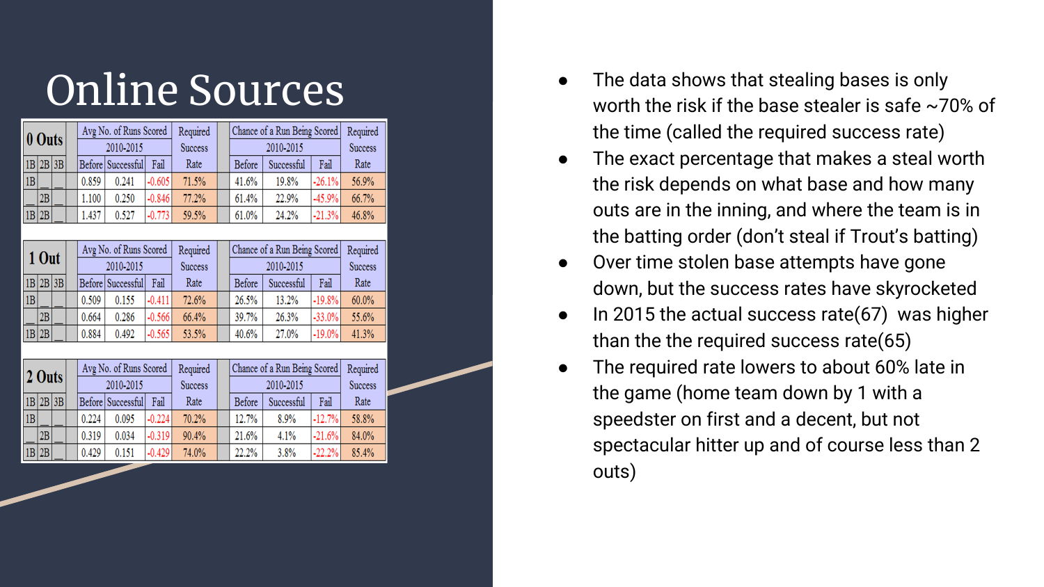# Online Sources

| 0 Outs | | | Avg No. of Runs Scored 2010-2015 | | | Required Success Rate | Chance of a Run Being Scored 2010-2015 | | | Required Success Rate |
|---|---|---|---|---|---|---|---|---|---|---|
| 1B | 2B | 3B | Before | Successful | Fail | | Before | Successful | Fail | |
| 1B | __ | __ | 0.859 | 0.241 | -0.605 | 71.5% | 41.6% | 19.8% | -26.1% | 56.9% |
| __ | 2B | __ | 1.100 | 0.250 | -0.846 | 77.2% | 61.4% | 22.9% | -45.9% | 66.7% |
| 1B | 2B | __ | 1.437 | 0.527 | -0.773 | 59.5% | 61.0% | 24.2% | -21.3% | 46.8% |

| 1 Out | | | Avg No. of Runs Scored 2010-2015 | | | Required Success Rate | Chance of a Run Being Scored 2010-2015 | | | Required Success Rate |
|---|---|---|---|---|---|---|---|---|---|---|
| 1B | 2B | 3B | Before | Successful | Fail | | Before | Successful | Fail | |
| 1B | __ | __ | 0.509 | 0.155 | -0.411 | 72.6% | 26.5% | 13.2% | -19.8% | 60.0% |
| __ | 2B | __ | 0.664 | 0.286 | -0.566 | 66.4% | 39.7% | 26.3% | -33.0% | 55.6% |
| 1B | 2B | __ | 0.884 | 0.492 | -0.565 | 53.5% | 40.6% | 27.0% | -19.0% | 41.3% |

| 2 Outs | | | Avg No. of Runs Scored 2010-2015 | | | Required Success Rate | Chance of a Run Being Scored 2010-2015 | | | Required Success Rate |
|---|---|---|---|---|---|---|---|---|---|---|
| 1B | 2B | 3B | Before | Successful | Fail | | Before | Successful | Fail | |
| 1B | __ | __ | 0.224 | 0.095 | -0.224 | 70.2% | 12.7% | 8.9% | -12.7% | 58.8% |
| __ | 2B | __ | 0.319 | 0.034 | -0.319 | 90.4% | 21.6% | 4.1% | -21.6% | 84.0% |
| 1B | 2B | __ | 0.429 | 0.151 | -0.429 | 74.0% | 22.2% | 3.8% | -22.2% | 85.4% |

- The data shows that stealing bases is only worth the risk if the base stealer is safe ~70% of the time (called the required success rate)
- The exact percentage that makes a steal worth the risk depends on what base and how many outs are in the inning, and where the team is in the batting order (don't steal if Trout's batting)
- Over time stolen base attempts have gone down, but the success rates have skyrocketed
- In 2015 the actual success rate(67) was higher than the the required success rate(65)
- The required rate lowers to about 60% late in the game (home team down by 1 with a speedster on first and a decent, but not spectacular hitter up and of course less than 2 outs)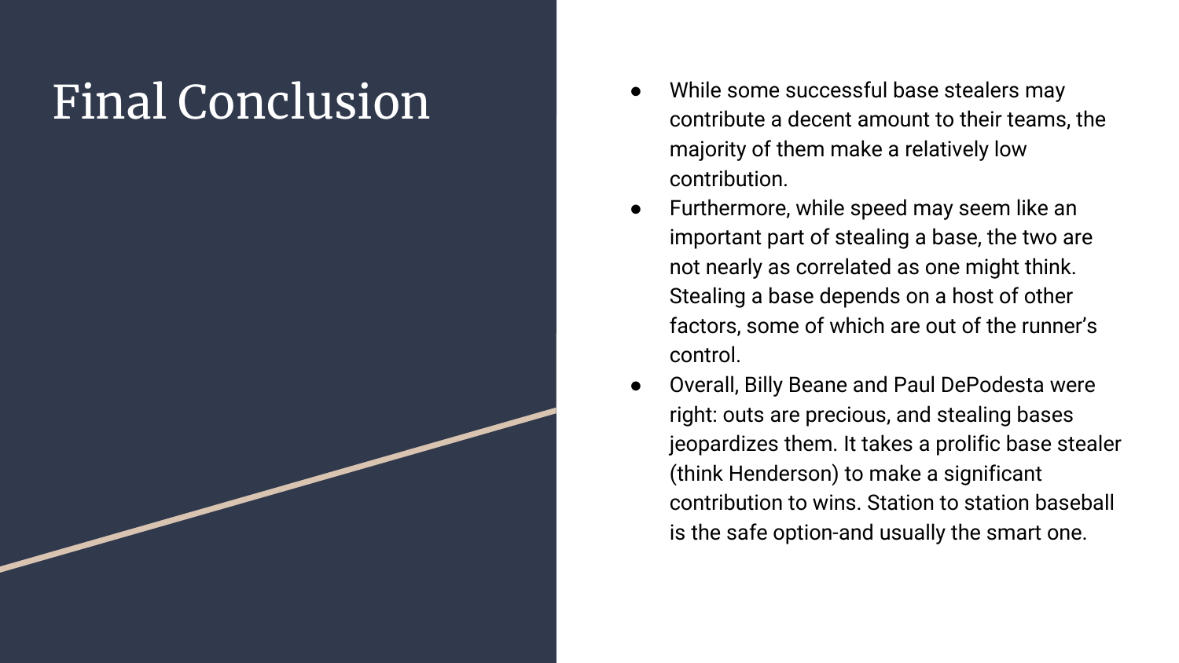# Final Conclusion

- While some successful base stealers may contribute a decent amount to their teams, the majority of them make a relatively low contribution.
- Furthermore, while speed may seem like an important part of stealing a base, the two are not nearly as correlated as one might think. Stealing a base depends on a host of other factors, some of which are out of the runner's control.
- Overall, Billy Beane and Paul DePodesta were right: outs are precious, and stealing bases jeopardizes them. It takes a prolific base stealer (think Henderson) to make a significant contribution to wins. Station to station baseball is the safe option-and usually the smart one.